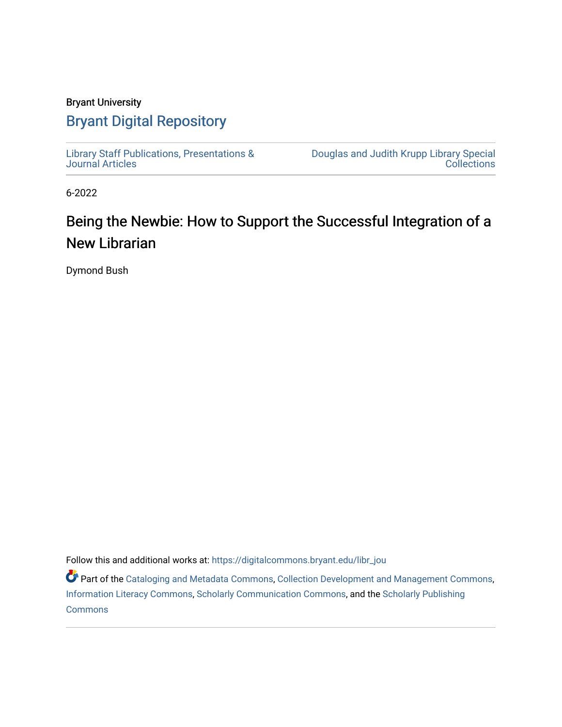Bryant University

# Bryant Digital Repository

Library Staff Publications, Presentations & Journal Articles

Douglas and Judith Krupp Library Special Collections

6-2022

## Being the Newbie: How to Support the Successful Integration of a New Librarian

Dymond Bush

Follow this and additional works at: https://digitalcommons.bryant.edu/libr_jou

Part of the Cataloging and Metadata Commons, Collection Development and Management Commons, Information Literacy Commons, Scholarly Communication Commons, and the Scholarly Publishing Commons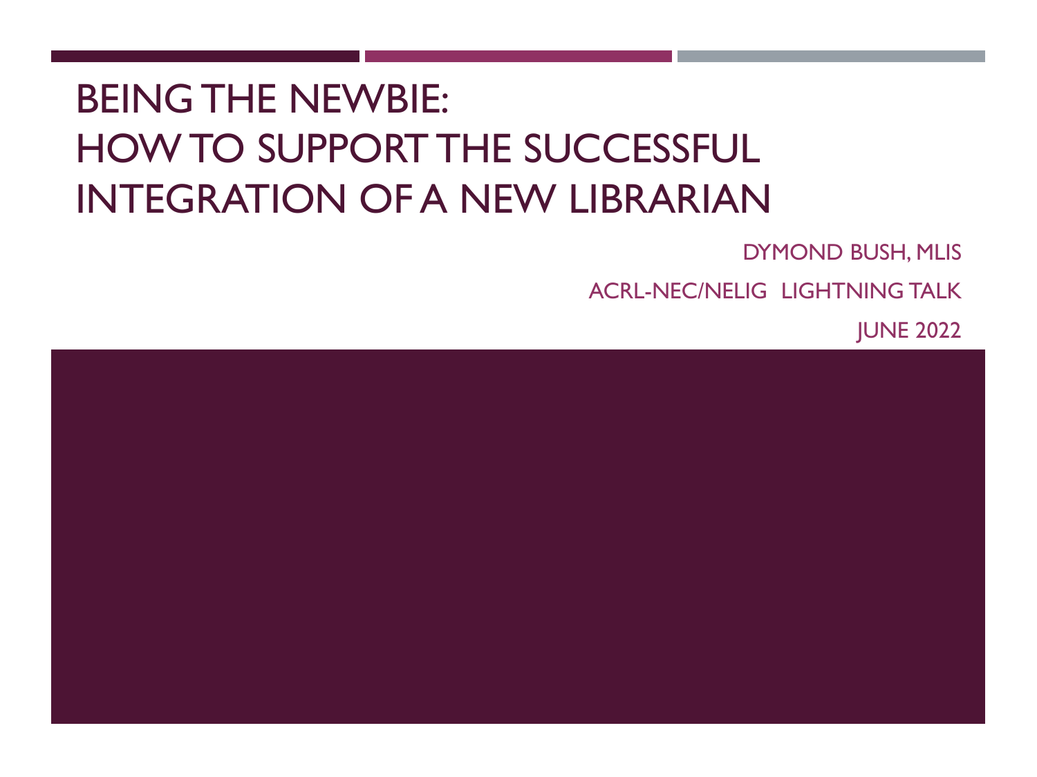# BEING THE NEWBIE: HOW TO SUPPORT THE SUCCESSFUL INTEGRATION OF A NEW LIBRARIAN

DYMOND BUSH, MLIS

ACRL-NEC/NELIG LIGHTNING TALK

JUNE 2022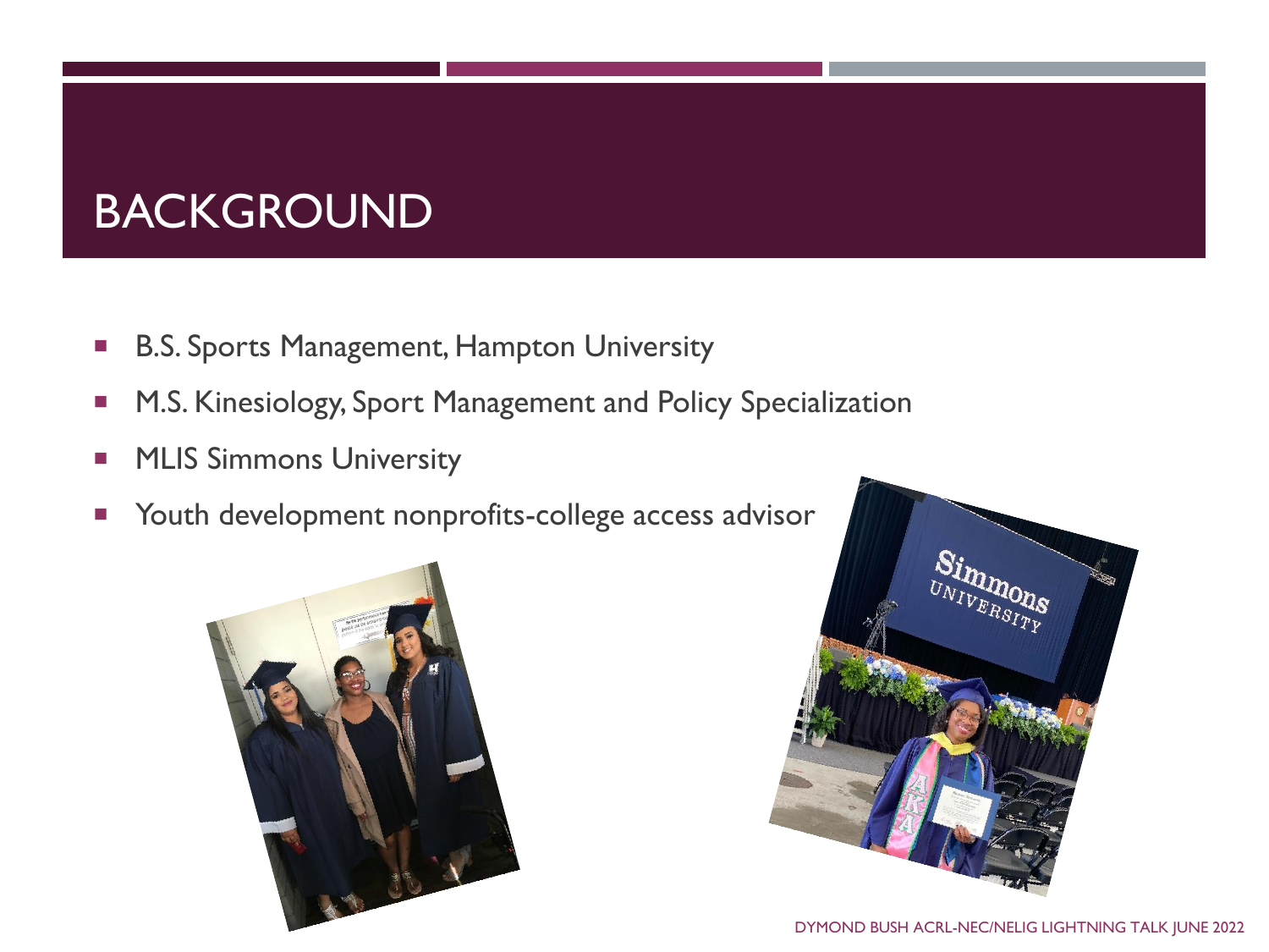# BACKGROUND

- B.S. Sports Management, Hampton University
- M.S. Kinesiology, Sport Management and Policy Specialization
- MLIS Simmons University
- Youth development nonprofits-college access advisor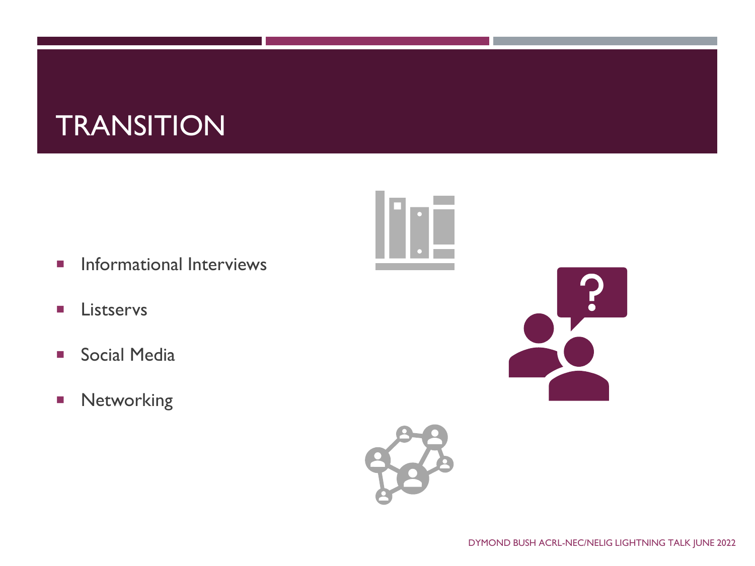# TRANSITION

- Informational Interviews
- Listservs
- Social Media
- Networking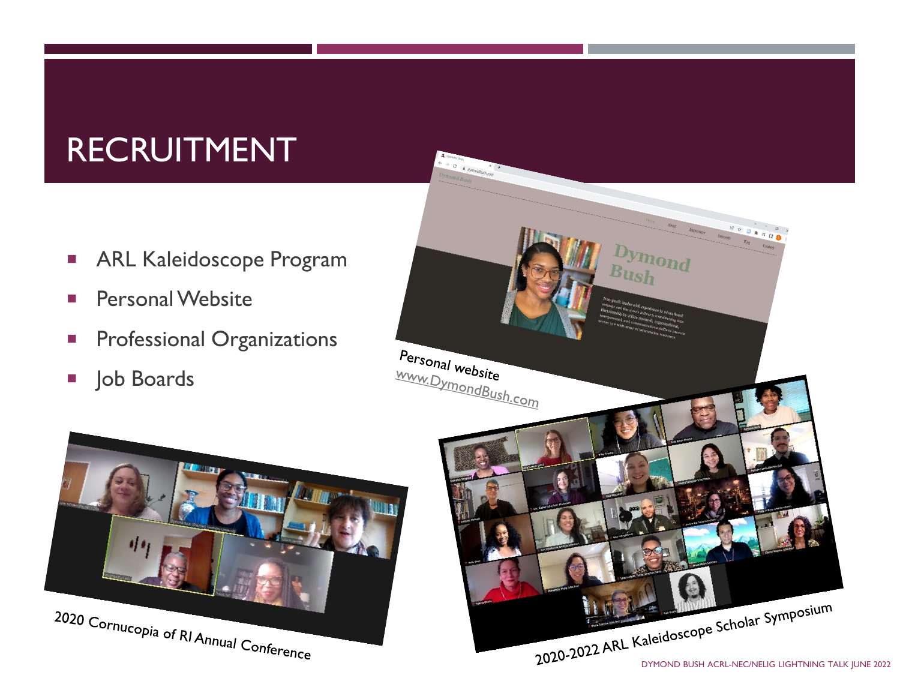# RECRUITMENT

- ARL Kaleidoscope Program
- Personal Website
- Professional Organizations
- Job Boards

Personal website
www.DymondBush.com

2020 Cornucopia of RI Annual Conference

2020-2022 ARL Kaleidoscope Scholar Symposium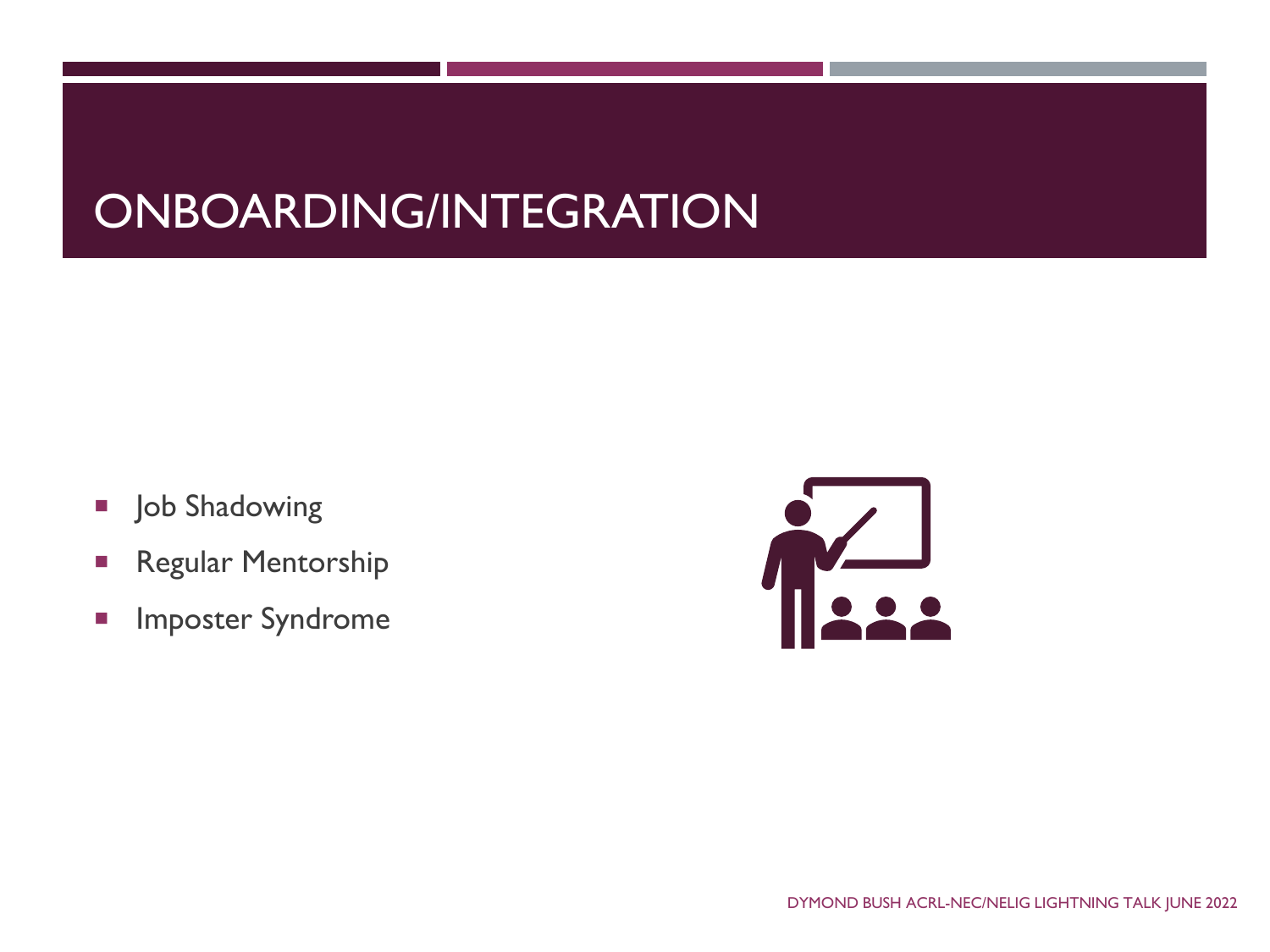# ONBOARDING/INTEGRATION

- Job Shadowing
- Regular Mentorship
- Imposter Syndrome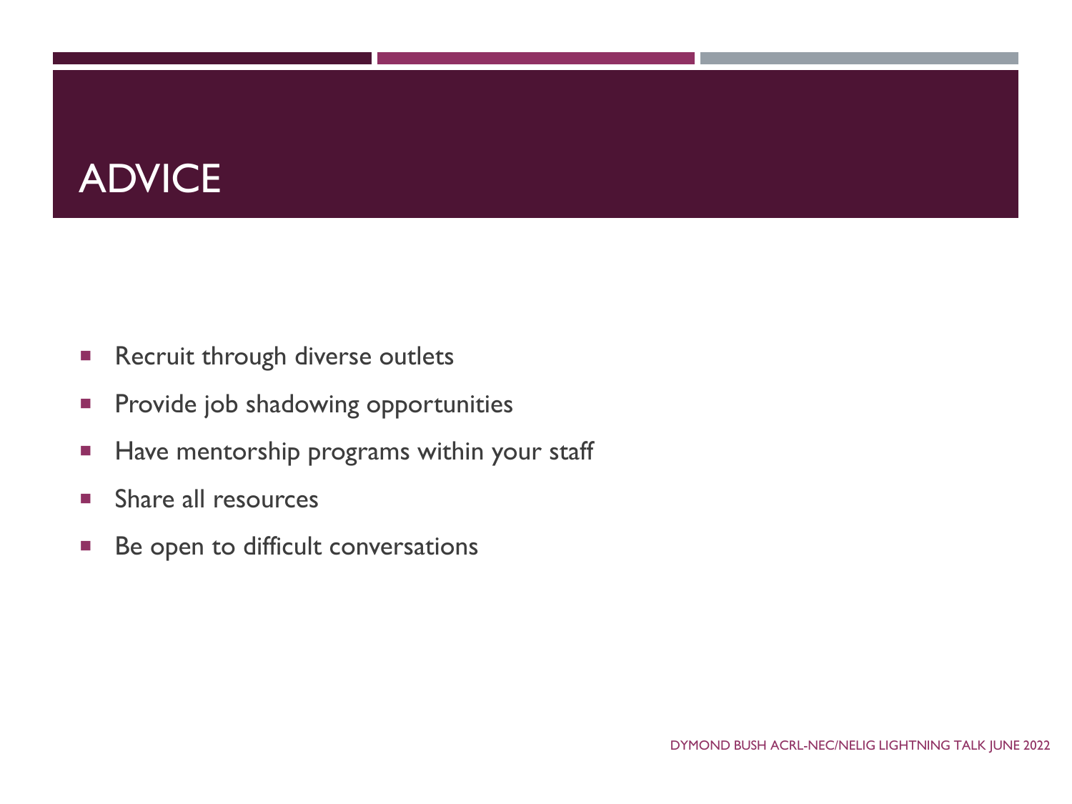# ADVICE

- Recruit through diverse outlets
- Provide job shadowing opportunities
- Have mentorship programs within your staff
- Share all resources
- Be open to difficult conversations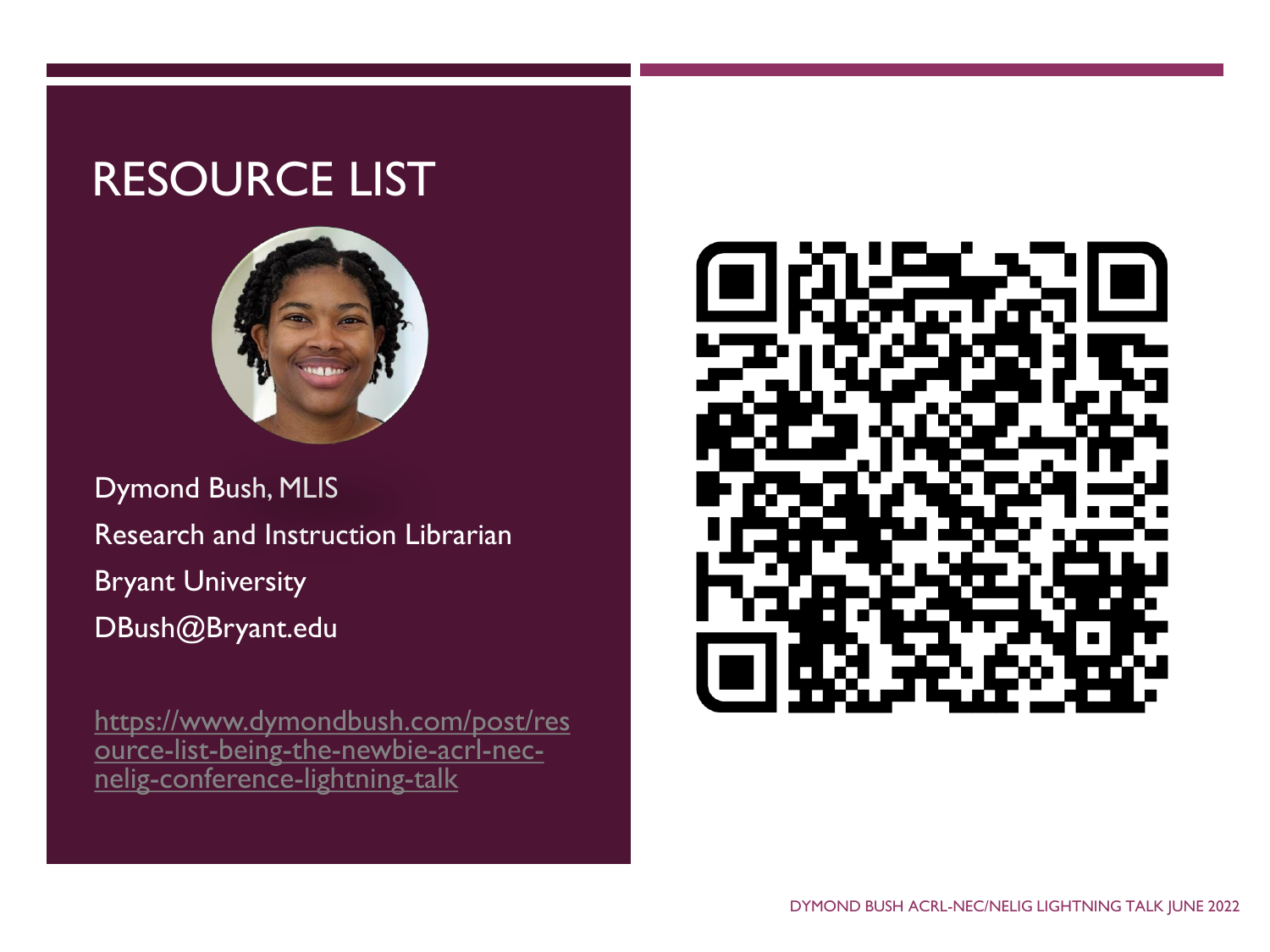# RESOURCE LIST

Dymond Bush, MLIS

Research and Instruction Librarian

Bryant University

DBush@Bryant.edu

https://www.dymondbush.com/post/resource-list-being-the-newbie-acrl-nec-nelig-conference-lightning-talk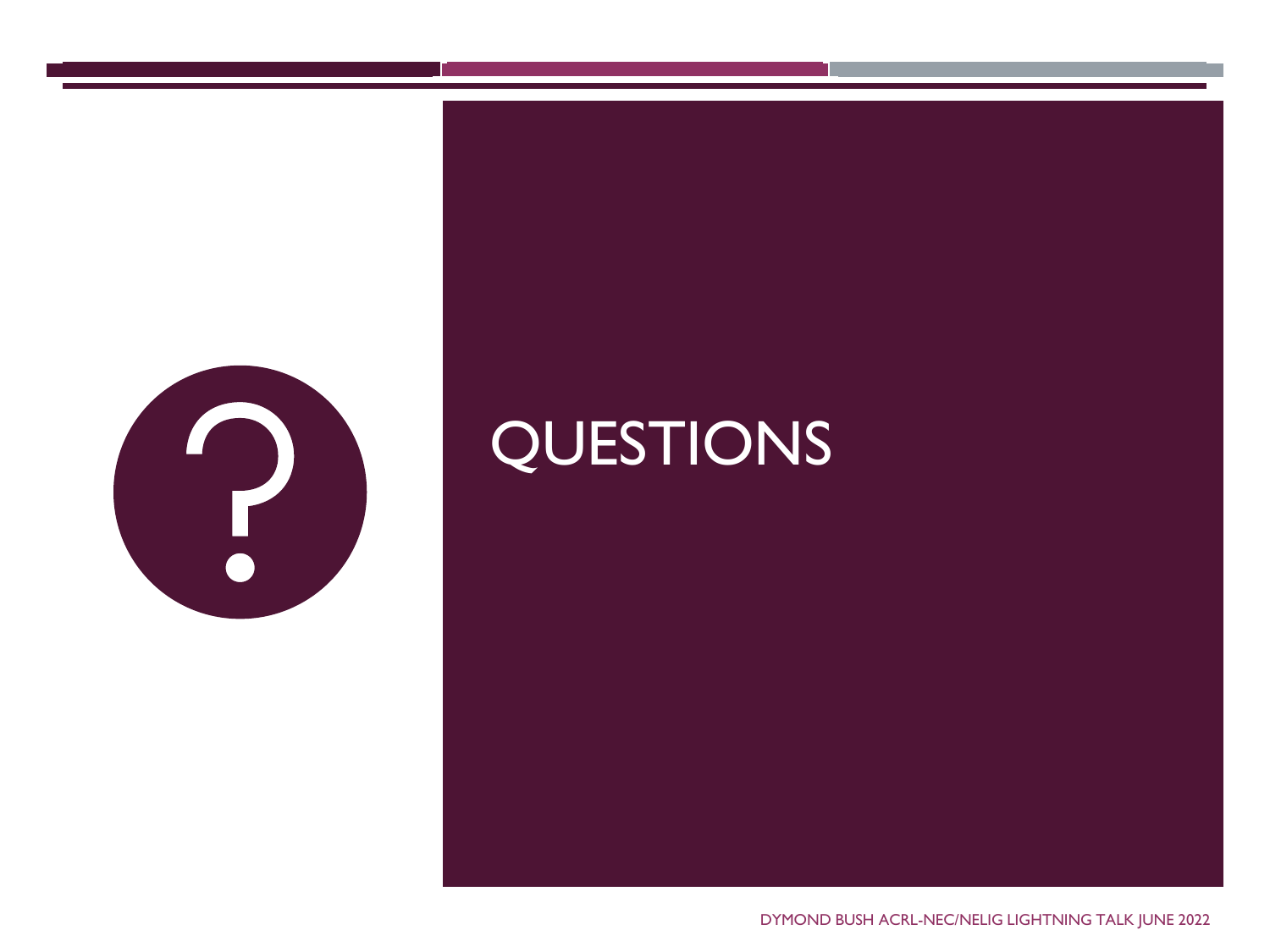# QUESTIONS